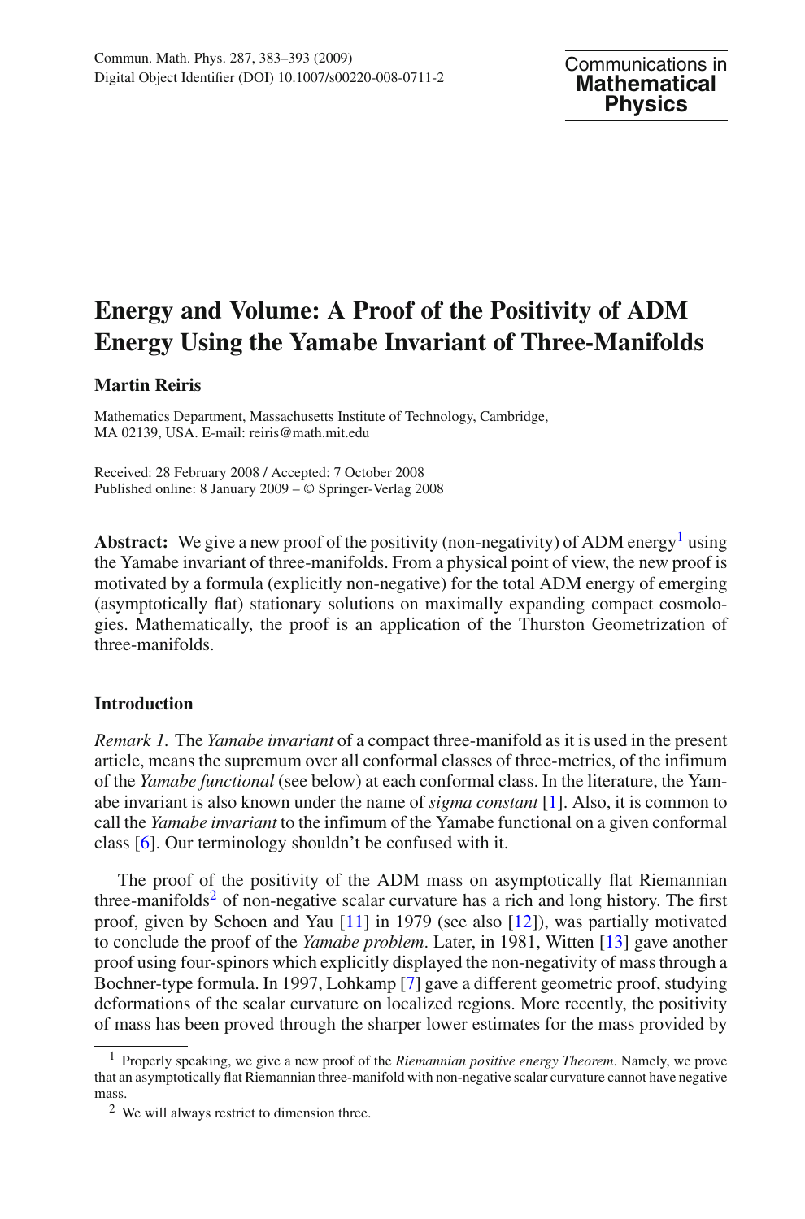Commun. Math. Phys. 287, 383–393 (2009)
Digital Object Identifier (DOI) 10.1007/s00220-008-0711-2

# Energy and Volume: A Proof of the Positivity of ADM Energy Using the Yamabe Invariant of Three-Manifolds

**Martin Reiris**

Mathematics Department, Massachusetts Institute of Technology, Cambridge, MA 02139, USA. E-mail: reiris@math.mit.edu

Received: 28 February 2008 / Accepted: 7 October 2008
Published online: 8 January 2009 – © Springer-Verlag 2008

**Abstract:** We give a new proof of the positivity (non-negativity) of ADM energy[1] using the Yamabe invariant of three-manifolds. From a physical point of view, the new proof is motivated by a formula (explicitly non-negative) for the total ADM energy of emerging (asymptotically flat) stationary solutions on maximally expanding compact cosmologies. Mathematically, the proof is an application of the Thurston Geometrization of three-manifolds.

## Introduction

*Remark 1.* The *Yamabe invariant* of a compact three-manifold as it is used in the present article, means the supremum over all conformal classes of three-metrics, of the infimum of the *Yamabe functional* (see below) at each conformal class. In the literature, the Yamabe invariant is also known under the name of *sigma constant* [1]. Also, it is common to call the *Yamabe invariant* to the infimum of the Yamabe functional on a given conformal class [6]. Our terminology shouldn't be confused with it.

The proof of the positivity of the ADM mass on asymptotically flat Riemannian three-manifolds[2] of non-negative scalar curvature has a rich and long history. The first proof, given by Schoen and Yau [11] in 1979 (see also [12]), was partially motivated to conclude the proof of the *Yamabe problem*. Later, in 1981, Witten [13] gave another proof using four-spinors which explicitly displayed the non-negativity of mass through a Bochner-type formula. In 1997, Lohkamp [7] gave a different geometric proof, studying deformations of the scalar curvature on localized regions. More recently, the positivity of mass has been proved through the sharper lower estimates for the mass provided by

[1] Properly speaking, we give a new proof of the *Riemannian positive energy Theorem*. Namely, we prove that an asymptotically flat Riemannian three-manifold with non-negative scalar curvature cannot have negative mass.

[2] We will always restrict to dimension three.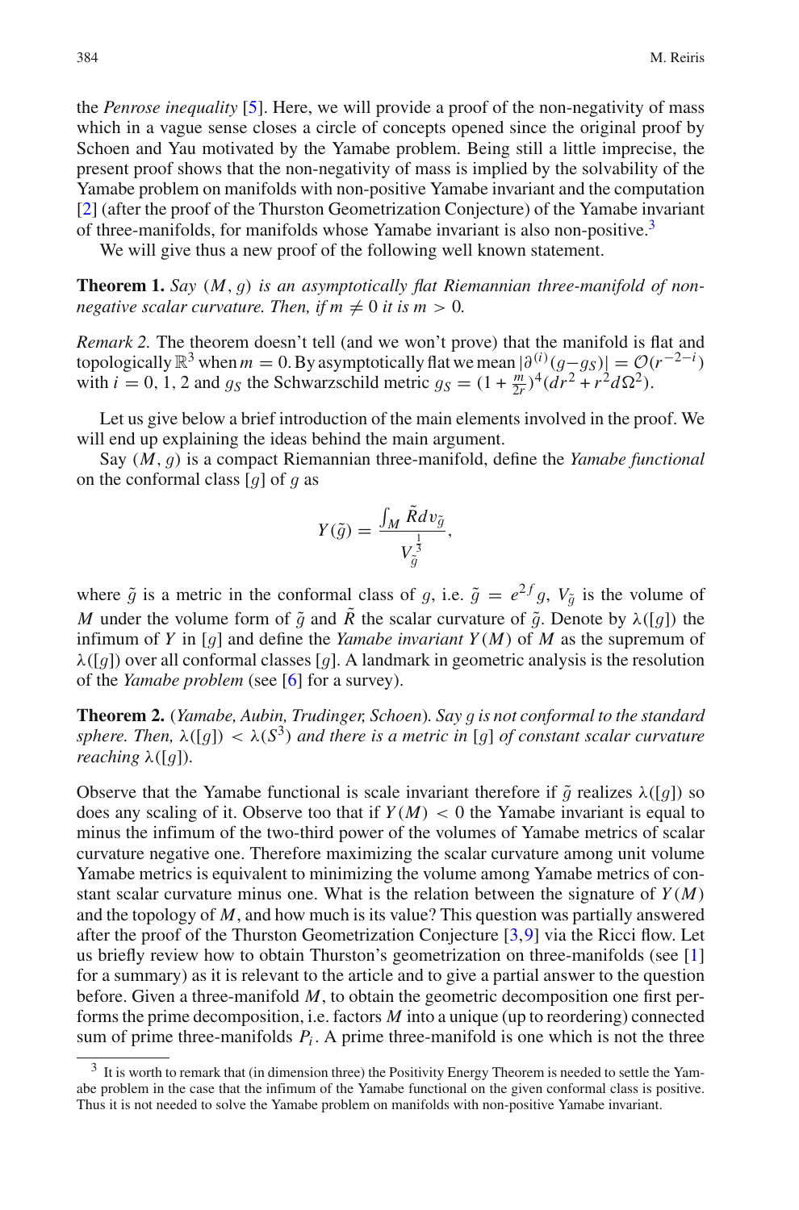the *Penrose inequality* [5]. Here, we will provide a proof of the non-negativity of mass which in a vague sense closes a circle of concepts opened since the original proof by Schoen and Yau motivated by the Yamabe problem. Being still a little imprecise, the present proof shows that the non-negativity of mass is implied by the solvability of the Yamabe problem on manifolds with non-positive Yamabe invariant and the computation [2] (after the proof of the Thurston Geometrization Conjecture) of the Yamabe invariant of three-manifolds, for manifolds whose Yamabe invariant is also non-positive.[3]

We will give thus a new proof of the following well known statement.

**Theorem 1.** *Say $(M, g)$ is an asymptotically flat Riemannian three-manifold of non-negative scalar curvature. Then, if $m \neq 0$ it is $m > 0$.*

*Remark 2.* The theorem doesn't tell (and we won't prove) that the manifold is flat and topologically $\mathbb{R}^3$ when $m = 0$. By asymptotically flat we mean $|\partial^{(i)}(g - g_S)| = \mathcal{O}(r^{-2-i})$ with $i = 0, 1, 2$ and $g_S$ the Schwarzschild metric $g_S = (1 + \frac{m}{2r})^4(dr^2 + r^2 d\Omega^2)$.

Let us give below a brief introduction of the main elements involved in the proof. We will end up explaining the ideas behind the main argument.

Say $(M, g)$ is a compact Riemannian three-manifold, define the *Yamabe functional* on the conformal class $[g]$ of $g$ as

$$Y(\tilde{g}) = \frac{\int_M \tilde{R} dv_{\tilde{g}}}{V_{\tilde{g}}^{\frac{1}{3}}},$$

where $\tilde{g}$ is a metric in the conformal class of $g$, i.e. $\tilde{g} = e^{2f} g$, $V_{\tilde{g}}$ is the volume of $M$ under the volume form of $\tilde{g}$ and $\tilde{R}$ the scalar curvature of $\tilde{g}$. Denote by $\lambda([g])$ the infimum of $Y$ in $[g]$ and define the *Yamabe invariant* $Y(M)$ of $M$ as the supremum of $\lambda([g])$ over all conformal classes $[g]$. A landmark in geometric analysis is the resolution of the *Yamabe problem* (see [6] for a survey).

**Theorem 2.** (*Yamabe, Aubin, Trudinger, Schoen*). *Say $g$ is not conformal to the standard sphere. Then, $\lambda([g]) < \lambda(S^3)$ and there is a metric in $[g]$ of constant scalar curvature reaching $\lambda([g])$.*

Observe that the Yamabe functional is scale invariant therefore if $\tilde{g}$ realizes $\lambda([g])$ so does any scaling of it. Observe too that if $Y(M) < 0$ the Yamabe invariant is equal to minus the infimum of the two-third power of the volumes of Yamabe metrics of scalar curvature negative one. Therefore maximizing the scalar curvature among unit volume Yamabe metrics is equivalent to minimizing the volume among Yamabe metrics of constant scalar curvature minus one. What is the relation between the signature of $Y(M)$ and the topology of $M$, and how much is its value? This question was partially answered after the proof of the Thurston Geometrization Conjecture [3,9] via the Ricci flow. Let us briefly review how to obtain Thurston's geometrization on three-manifolds (see [1] for a summary) as it is relevant to the article and to give a partial answer to the question before. Given a three-manifold $M$, to obtain the geometric decomposition one first performs the prime decomposition, i.e. factors $M$ into a unique (up to reordering) connected sum of prime three-manifolds $P_i$. A prime three-manifold is one which is not the three

[3] It is worth to remark that (in dimension three) the Positivity Energy Theorem is needed to settle the Yamabe problem in the case that the infimum of the Yamabe functional on the given conformal class is positive. Thus it is not needed to solve the Yamabe problem on manifolds with non-positive Yamabe invariant.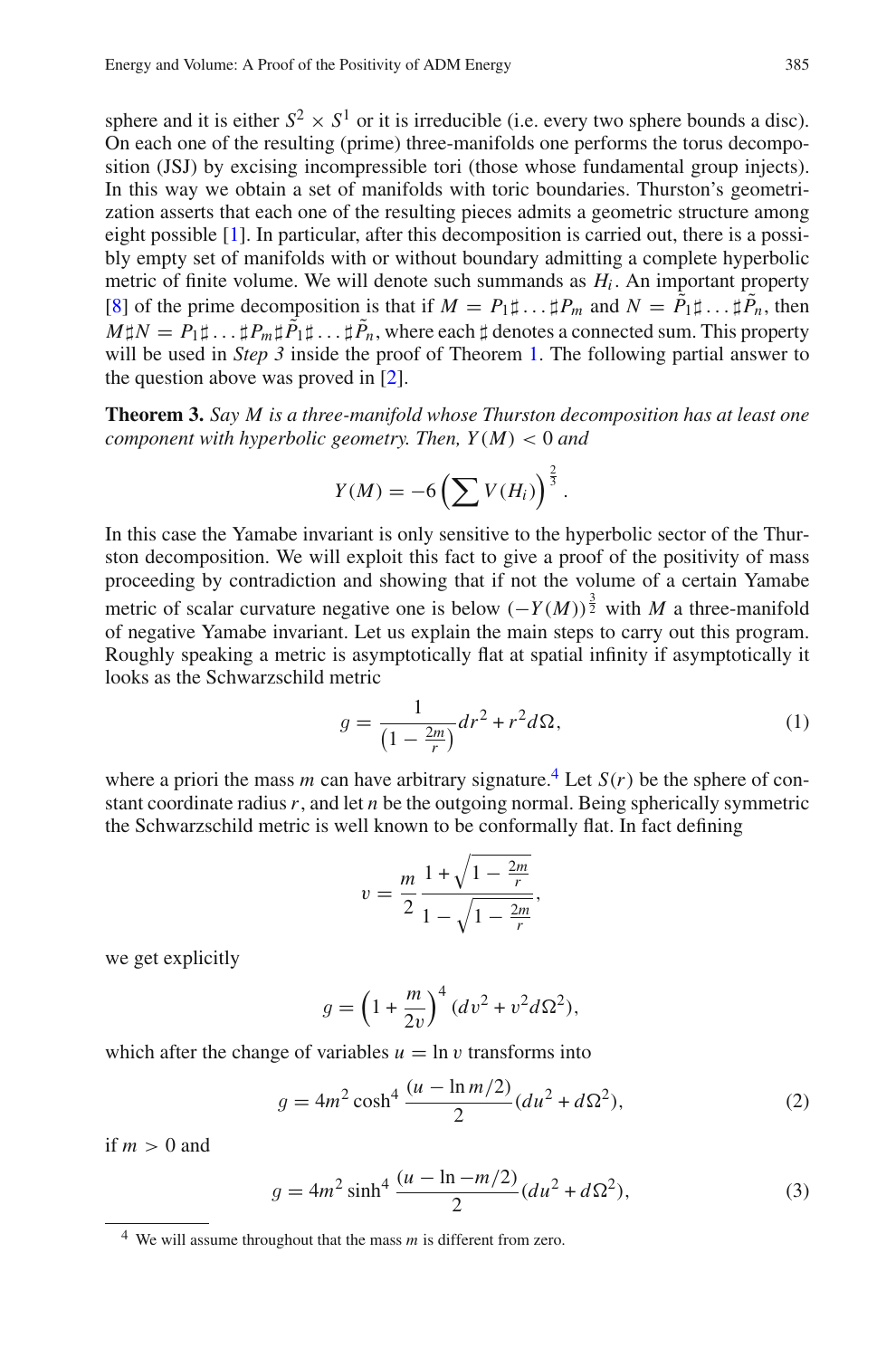sphere and it is either $S^2 \times S^1$ or it is irreducible (i.e. every two sphere bounds a disc). On each one of the resulting (prime) three-manifolds one performs the torus decomposition (JSJ) by excising incompressible tori (those whose fundamental group injects). In this way we obtain a set of manifolds with toric boundaries. Thurston's geometrization asserts that each one of the resulting pieces admits a geometric structure among eight possible [1]. In particular, after this decomposition is carried out, there is a possibly empty set of manifolds with or without boundary admitting a complete hyperbolic metric of finite volume. We will denote such summands as $H_i$. An important property [8] of the prime decomposition is that if $M = P_1 \sharp \ldots \sharp P_m$ and $N = \tilde{P}_1 \sharp \ldots \sharp \tilde{P}_n$, then $M \sharp N = P_1 \sharp \ldots \sharp P_m \sharp \tilde{P}_1 \sharp \ldots \sharp \tilde{P}_n$, where each $\sharp$ denotes a connected sum. This property will be used in *Step 3* inside the proof of Theorem 1. The following partial answer to the question above was proved in [2].

**Theorem 3.** *Say $M$ is a three-manifold whose Thurston decomposition has at least one component with hyperbolic geometry. Then, $Y(M) < 0$ and*

$$Y(M) = -6 \left( \sum V(H_i) \right)^{\frac{2}{3}}.$$

In this case the Yamabe invariant is only sensitive to the hyperbolic sector of the Thurston decomposition. We will exploit this fact to give a proof of the positivity of mass proceeding by contradiction and showing that if not the volume of a certain Yamabe metric of scalar curvature negative one is below $(-Y(M))^{\frac{3}{2}}$ with $M$ a three-manifold of negative Yamabe invariant. Let us explain the main steps to carry out this program. Roughly speaking a metric is asymptotically flat at spatial infinity if asymptotically it looks as the Schwarzschild metric

$$g = \frac{1}{\left(1 - \frac{2m}{r}\right)} dr^2 + r^2 d\Omega, \tag{1}$$

where a priori the mass $m$ can have arbitrary signature.[4] Let $S(r)$ be the sphere of constant coordinate radius $r$, and let $n$ be the outgoing normal. Being spherically symmetric the Schwarzschild metric is well known to be conformally flat. In fact defining

$$v = \frac{m}{2} \frac{1 + \sqrt{1 - \frac{2m}{r}}}{1 - \sqrt{1 - \frac{2m}{r}}},$$

we get explicitly

$$g = \left(1 + \frac{m}{2v}\right)^4 (dv^2 + v^2 d\Omega^2),$$

which after the change of variables $u = \ln v$ transforms into

$$g = 4m^2 \cosh^4 \frac{(u - \ln m/2)}{2} (du^2 + d\Omega^2), \tag{2}$$

if $m > 0$ and

$$g = 4m^2 \sinh^4 \frac{(u - \ln -m/2)}{2} (du^2 + d\Omega^2), \tag{3}$$

[4] We will assume throughout that the mass $m$ is different from zero.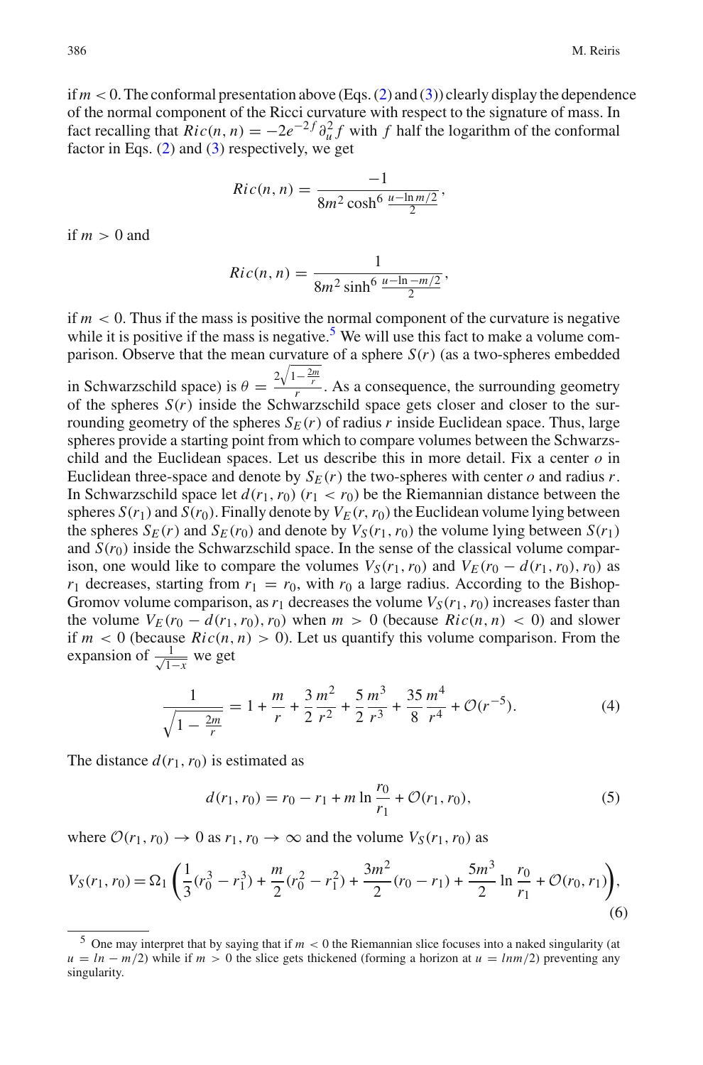if $m < 0$. The conformal presentation above (Eqs. (2) and (3)) clearly display the dependence of the normal component of the Ricci curvature with respect to the signature of mass. In fact recalling that $Ric(n, n) = -2e^{-2f}\partial_u^2 f$ with $f$ half the logarithm of the conformal factor in Eqs. (2) and (3) respectively, we get

$$Ric(n, n) = \frac{-1}{8m^2 \cosh^6 \frac{u - \ln m/2}{2}},$$

if $m > 0$ and

$$Ric(n, n) = \frac{1}{8m^2 \sinh^6 \frac{u - \ln -m/2}{2}},$$

if $m < 0$. Thus if the mass is positive the normal component of the curvature is negative while it is positive if the mass is negative.[5] We will use this fact to make a volume comparison. Observe that the mean curvature of a sphere $S(r)$ (as a two-spheres embedded in Schwarzschild space) is $\theta = \frac{2\sqrt{1-\frac{2m}{r}}}{r}$. As a consequence, the surrounding geometry of the spheres $S(r)$ inside the Schwarzschild space gets closer and closer to the surrounding geometry of the spheres $S_E(r)$ of radius $r$ inside Euclidean space. Thus, large spheres provide a starting point from which to compare volumes between the Schwarzschild and the Euclidean spaces. Let us describe this in more detail. Fix a center $o$ in Euclidean three-space and denote by $S_E(r)$ the two-spheres with center $o$ and radius $r$. In Schwarzschild space let $d(r_1, r_0)$ $(r_1 < r_0)$ be the Riemannian distance between the spheres $S(r_1)$ and $S(r_0)$. Finally denote by $V_E(r, r_0)$ the Euclidean volume lying between the spheres $S_E(r)$ and $S_E(r_0)$ and denote by $V_S(r_1, r_0)$ the volume lying between $S(r_1)$ and $S(r_0)$ inside the Schwarzschild space. In the sense of the classical volume comparison, one would like to compare the volumes $V_S(r_1, r_0)$ and $V_E(r_0 - d(r_1, r_0), r_0)$ as $r_1$ decreases, starting from $r_1 = r_0$, with $r_0$ a large radius. According to the Bishop-Gromov volume comparison, as $r_1$ decreases the volume $V_S(r_1, r_0)$ increases faster than the volume $V_E(r_0 - d(r_1, r_0), r_0)$ when $m > 0$ (because $Ric(n, n) < 0$) and slower if $m < 0$ (because $Ric(n, n) > 0$). Let us quantify this volume comparison. From the expansion of $\frac{1}{\sqrt{1-x}}$ we get

$$\frac{1}{\sqrt{1 - \frac{2m}{r}}} = 1 + \frac{m}{r} + \frac{3}{2}\frac{m^2}{r^2} + \frac{5}{2}\frac{m^3}{r^3} + \frac{35}{8}\frac{m^4}{r^4} + \mathcal{O}(r^{-5}). \tag{4}$$

The distance $d(r_1, r_0)$ is estimated as

$$d(r_1, r_0) = r_0 - r_1 + m \ln \frac{r_0}{r_1} + \mathcal{O}(r_1, r_0), \tag{5}$$

where $\mathcal{O}(r_1, r_0) \to 0$ as $r_1, r_0 \to \infty$ and the volume $V_S(r_1, r_0)$ as

$$V_S(r_1, r_0) = \Omega_1 \left( \frac{1}{3}(r_0^3 - r_1^3) + \frac{m}{2}(r_0^2 - r_1^2) + \frac{3m^2}{2}(r_0 - r_1) + \frac{5m^3}{2} \ln \frac{r_0}{r_1} + \mathcal{O}(r_0, r_1) \right), \tag{6}$$

[5] One may interpret that by saying that if $m < 0$ the Riemannian slice focuses into a naked singularity (at $u = ln - m/2$) while if $m > 0$ the slice gets thickened (forming a horizon at $u = ln m/2$) preventing any singularity.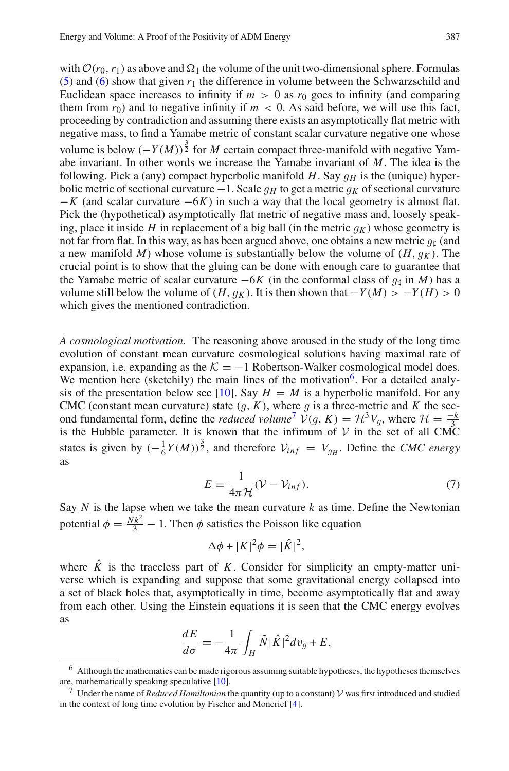with $\mathcal{O}(r_0, r_1)$ as above and $\Omega_1$ the volume of the unit two-dimensional sphere. Formulas (5) and (6) show that given $r_1$ the difference in volume between the Schwarzschild and Euclidean space increases to infinity if $m > 0$ as $r_0$ goes to infinity (and comparing them from $r_0$) and to negative infinity if $m < 0$. As said before, we will use this fact, proceeding by contradiction and assuming there exists an asymptotically flat metric with negative mass, to find a Yamabe metric of constant scalar curvature negative one whose volume is below $(-Y(M))^{\frac{3}{2}}$ for $M$ certain compact three-manifold with negative Yamabe invariant. In other words we increase the Yamabe invariant of $M$. The idea is the following. Pick a (any) compact hyperbolic manifold $H$. Say $g_H$ is the (unique) hyperbolic metric of sectional curvature $-1$. Scale $g_H$ to get a metric $g_K$ of sectional curvature $-K$ (and scalar curvature $-6K$) in such a way that the local geometry is almost flat. Pick the (hypothetical) asymptotically flat metric of negative mass and, loosely speaking, place it inside $H$ in replacement of a big ball (in the metric $g_K$) whose geometry is not far from flat. In this way, as has been argued above, one obtains a new metric $g_\sharp$ (and a new manifold $M$) whose volume is substantially below the volume of $(H, g_K)$. The crucial point is to show that the gluing can be done with enough care to guarantee that the Yamabe metric of scalar curvature $-6K$ (in the conformal class of $g_\sharp$ in $M$) has a volume still below the volume of $(H, g_K)$. It is then shown that $-Y(M) > -Y(H) > 0$ which gives the mentioned contradiction.

*A cosmological motivation.* The reasoning above aroused in the study of the long time evolution of constant mean curvature cosmological solutions having maximal rate of expansion, i.e. expanding as the $\mathcal{K} = -1$ Robertson-Walker cosmological model does. We mention here (sketchily) the main lines of the motivation[6]. For a detailed analysis of the presentation below see [10]. Say $H = M$ is a hyperbolic manifold. For any CMC (constant mean curvature) state $(g, K)$, where $g$ is a three-metric and $K$ the second fundamental form, define the *reduced volume*[7] $\mathcal{V}(g, K) = \mathcal{H}^3 V_g$, where $\mathcal{H} = \frac{-k}{3}$ is the Hubble parameter. It is known that the infimum of $\mathcal{V}$ in the set of all CMC states is given by $(-\frac{1}{6}Y(M))^{\frac{3}{2}}$, and therefore $\mathcal{V}_{inf} = V_{g_H}$. Define the *CMC energy* as

$$E = \frac{1}{4\pi\mathcal{H}}(\mathcal{V} - \mathcal{V}_{inf}). \tag{7}$$

Say $N$ is the lapse when we take the mean curvature $k$ as time. Define the Newtonian potential $\phi = \frac{Nk^2}{3} - 1$. Then $\phi$ satisfies the Poisson like equation

$$\Delta\phi + |K|^2\phi = |\hat{K}|^2,$$

where $\hat{K}$ is the traceless part of $K$. Consider for simplicity an empty-matter universe which is expanding and suppose that some gravitational energy collapsed into a set of black holes that, asymptotically in time, become asymptotically flat and away from each other. Using the Einstein equations it is seen that the CMC energy evolves as

$$\frac{dE}{d\sigma} = -\frac{1}{4\pi}\int_H \tilde{N}|\hat{K}|^2 dv_g + E,$$

[6] Although the mathematics can be made rigorous assuming suitable hypotheses, the hypotheses themselves are, mathematically speaking speculative [10].

[7] Under the name of *Reduced Hamiltonian* the quantity (up to a constant) $\mathcal{V}$ was first introduced and studied in the context of long time evolution by Fischer and Moncrief [4].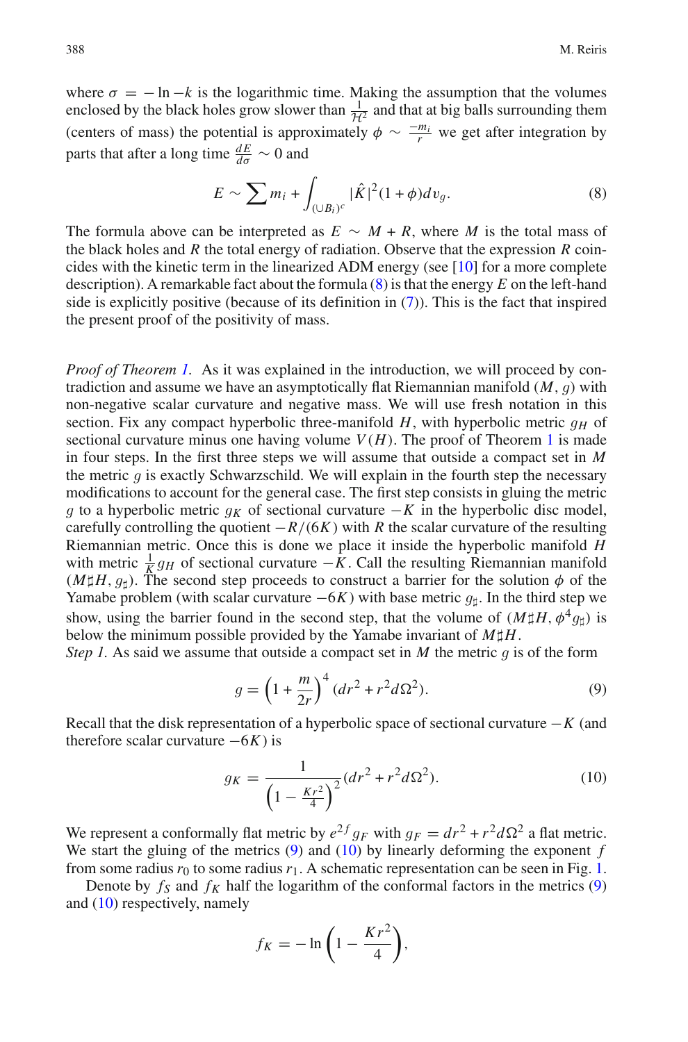where $\sigma = -\ln -k$ is the logarithmic time. Making the assumption that the volumes enclosed by the black holes grow slower than $\frac{1}{\mathcal{H}^2}$ and that at big balls surrounding them (centers of mass) the potential is approximately $\phi \sim \frac{-m_i}{r}$ we get after integration by parts that after a long time $\frac{dE}{d\sigma} \sim 0$ and

$$E \sim \sum m_i + \int_{(\cup B_i)^c} |\hat{K}|^2(1+\phi)dv_g. \tag{8}$$

The formula above can be interpreted as $E \sim M + R$, where $M$ is the total mass of the black holes and $R$ the total energy of radiation. Observe that the expression $R$ coincides with the kinetic term in the linearized ADM energy (see [10] for a more complete description). A remarkable fact about the formula (8) is that the energy $E$ on the left-hand side is explicitly positive (because of its definition in (7)). This is the fact that inspired the present proof of the positivity of mass.

*Proof of Theorem 1.* As it was explained in the introduction, we will proceed by contradiction and assume we have an asymptotically flat Riemannian manifold $(M, g)$ with non-negative scalar curvature and negative mass. We will use fresh notation in this section. Fix any compact hyperbolic three-manifold $H$, with hyperbolic metric $g_H$ of sectional curvature minus one having volume $V(H)$. The proof of Theorem 1 is made in four steps. In the first three steps we will assume that outside a compact set in $M$ the metric $g$ is exactly Schwarzschild. We will explain in the fourth step the necessary modifications to account for the general case. The first step consists in gluing the metric $g$ to a hyperbolic metric $g_K$ of sectional curvature $-K$ in the hyperbolic disc model, carefully controlling the quotient $-R/(6K)$ with $R$ the scalar curvature of the resulting Riemannian metric. Once this is done we place it inside the hyperbolic manifold $H$ with metric $\frac{1}{K}g_H$ of sectional curvature $-K$. Call the resulting Riemannian manifold $(M\sharp H, g_\sharp)$. The second step proceeds to construct a barrier for the solution $\phi$ of the Yamabe problem (with scalar curvature $-6K$) with base metric $g_\sharp$. In the third step we show, using the barrier found in the second step, that the volume of $(M\sharp H, \phi^4 g_\sharp)$ is below the minimum possible provided by the Yamabe invariant of $M\sharp H$.

*Step 1.* As said we assume that outside a compact set in $M$ the metric $g$ is of the form

$$g = \left(1 + \frac{m}{2r}\right)^4 (dr^2 + r^2 d\Omega^2). \tag{9}$$

Recall that the disk representation of a hyperbolic space of sectional curvature $-K$ (and therefore scalar curvature $-6K$) is

$$g_K = \frac{1}{\left(1 - \frac{Kr^2}{4}\right)^2}(dr^2 + r^2 d\Omega^2). \tag{10}$$

We represent a conformally flat metric by $e^{2f}g_F$ with $g_F = dr^2 + r^2 d\Omega^2$ a flat metric. We start the gluing of the metrics (9) and (10) by linearly deforming the exponent $f$ from some radius $r_0$ to some radius $r_1$. A schematic representation can be seen in Fig. 1.

Denote by $f_S$ and $f_K$ half the logarithm of the conformal factors in the metrics (9) and (10) respectively, namely

$$f_K = -\ln\left(1 - \frac{Kr^2}{4}\right),$$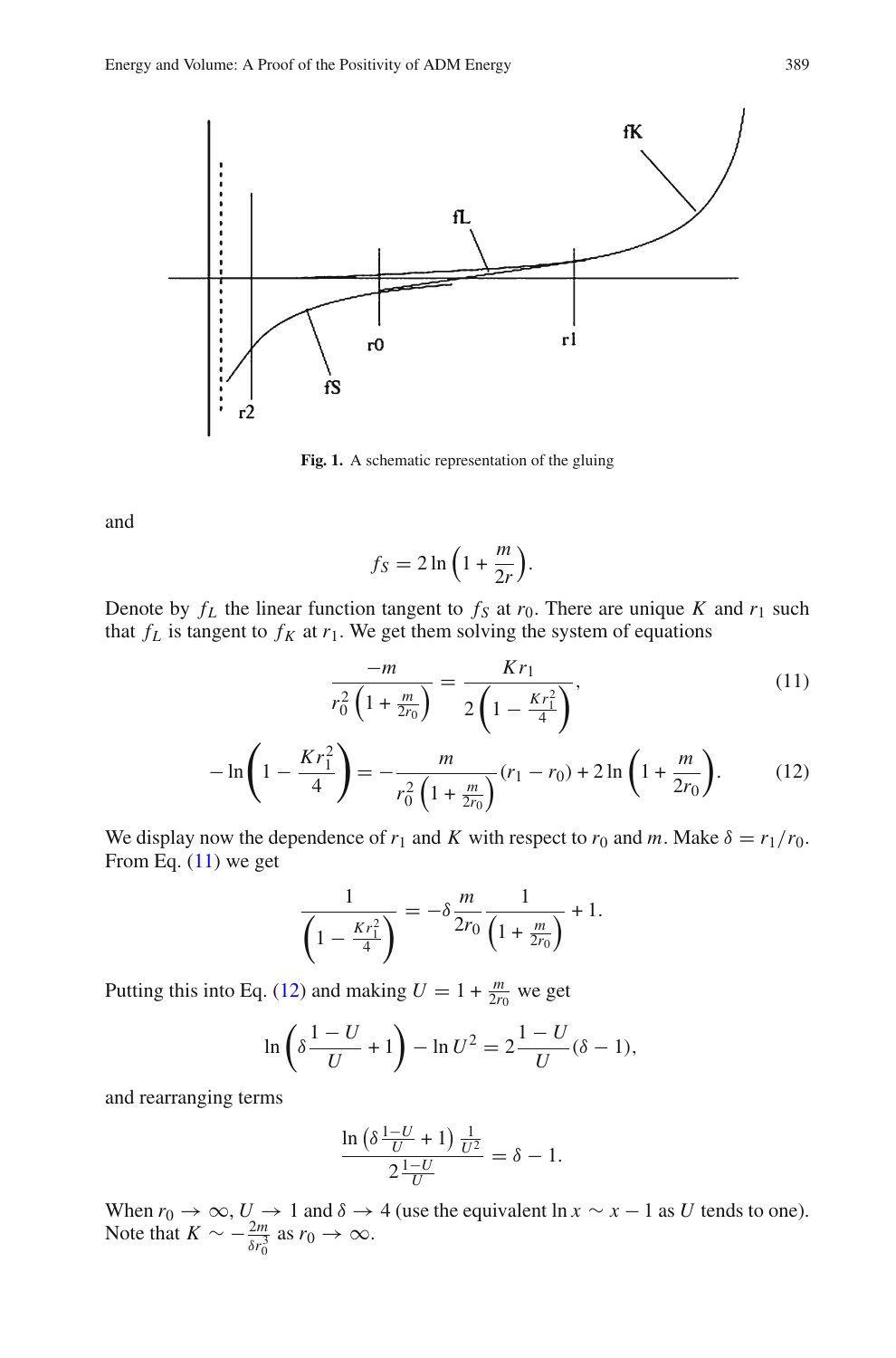**Fig. 1.** A schematic representation of the gluing

and

$$f_S = 2\ln\left(1 + \frac{m}{2r}\right).$$

Denote by $f_L$ the linear function tangent to $f_S$ at $r_0$. There are unique $K$ and $r_1$ such that $f_L$ is tangent to $f_K$ at $r_1$. We get them solving the system of equations

$$\frac{-m}{r_0^2\left(1 + \frac{m}{2r_0}\right)} = \frac{Kr_1}{2\left(1 - \frac{Kr_1^2}{4}\right)}, \tag{11}$$

$$-\ln\left(1 - \frac{Kr_1^2}{4}\right) = -\frac{m}{r_0^2\left(1 + \frac{m}{2r_0}\right)}(r_1 - r_0) + 2\ln\left(1 + \frac{m}{2r_0}\right). \tag{12}$$

We display now the dependence of $r_1$ and $K$ with respect to $r_0$ and $m$. Make $\delta = r_1/r_0$. From Eq. (11) we get

$$\frac{1}{\left(1 - \frac{Kr_1^2}{4}\right)} = -\delta\frac{m}{2r_0}\frac{1}{\left(1 + \frac{m}{2r_0}\right)} + 1.$$

Putting this into Eq. (12) and making $U = 1 + \frac{m}{2r_0}$ we get

$$\ln\left(\delta\frac{1-U}{U} + 1\right) - \ln U^2 = 2\frac{1-U}{U}(\delta - 1),$$

and rearranging terms

$$\frac{\ln\left(\delta\frac{1-U}{U} + 1\right)\frac{1}{U^2}}{2\frac{1-U}{U}} = \delta - 1.$$

When $r_0 \to \infty$, $U \to 1$ and $\delta \to 4$ (use the equivalent $\ln x \sim x - 1$ as $U$ tends to one). Note that $K \sim -\frac{2m}{\delta r_0^3}$ as $r_0 \to \infty$.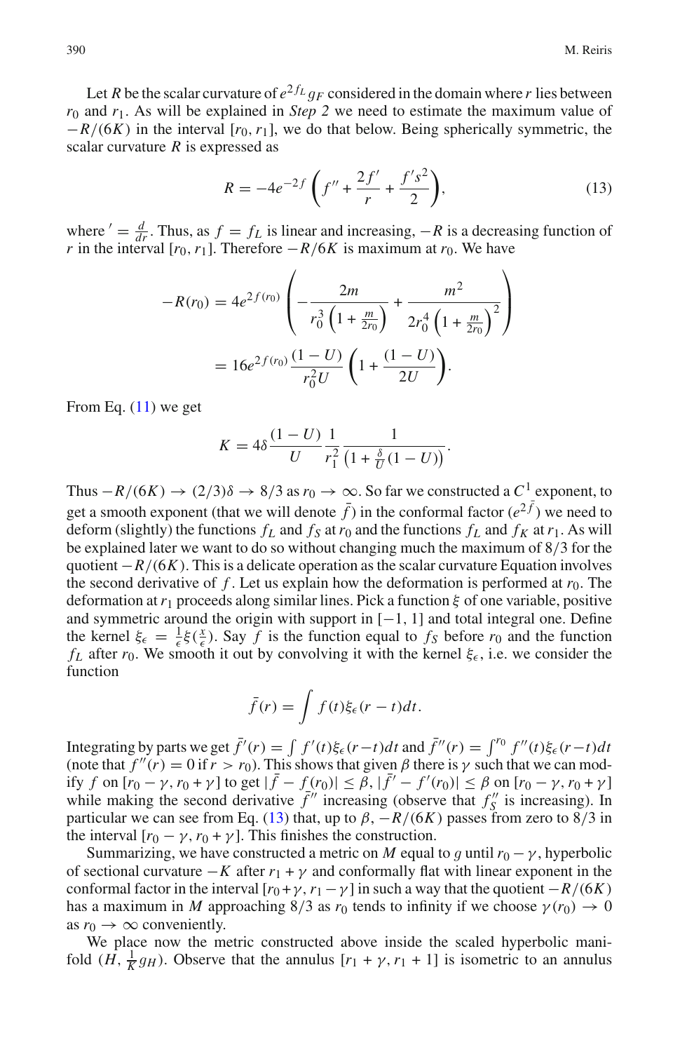Let $R$ be the scalar curvature of $e^{2f_L} g_F$ considered in the domain where $r$ lies between $r_0$ and $r_1$. As will be explained in *Step 2* we need to estimate the maximum value of $-R/(6K)$ in the interval $[r_0, r_1]$, we do that below. Being spherically symmetric, the scalar curvature $R$ is expressed as

$$R = -4e^{-2f}\left(f'' + \frac{2f'}{r} + \frac{f'^{\,}s^2}{2}\right), \tag{13}$$

where $' = \frac{d}{dr}$. Thus, as $f = f_L$ is linear and increasing, $-R$ is a decreasing function of $r$ in the interval $[r_0, r_1]$. Therefore $-R/6K$ is maximum at $r_0$. We have

$$\begin{aligned}
-R(r_0) &= 4e^{2f(r_0)}\left(-\frac{2m}{r_0^3\left(1+\frac{m}{2r_0}\right)} + \frac{m^2}{2r_0^4\left(1+\frac{m}{2r_0}\right)^2}\right)\\
&= 16e^{2f(r_0)}\frac{(1-U)}{r_0^2 U}\left(1+\frac{(1-U)}{2U}\right).
\end{aligned}$$

From Eq. (11) we get

$$K = 4\delta\frac{(1-U)}{U}\frac{1}{r_1^2}\frac{1}{\left(1+\frac{\delta}{U}(1-U)\right)}.$$

Thus $-R/(6K) \to (2/3)\delta \to 8/3$ as $r_0 \to \infty$. So far we constructed a $C^1$ exponent, to get a smooth exponent (that we will denote $\bar{f}$) in the conformal factor ($e^{2\bar{f}}$) we need to deform (slightly) the functions $f_L$ and $f_S$ at $r_0$ and the functions $f_L$ and $f_K$ at $r_1$. As will be explained later we want to do so without changing much the maximum of $8/3$ for the quotient $-R/(6K)$. This is a delicate operation as the scalar curvature Equation involves the second derivative of $f$. Let us explain how the deformation is performed at $r_0$. The deformation at $r_1$ proceeds along similar lines. Pick a function $\xi$ of one variable, positive and symmetric around the origin with support in $[-1, 1]$ and total integral one. Define the kernel $\xi_\epsilon = \frac{1}{\epsilon}\xi(\frac{x}{\epsilon})$. Say $f$ is the function equal to $f_S$ before $r_0$ and the function $f_L$ after $r_0$. We smooth it out by convolving it with the kernel $\xi_\epsilon$, i.e. we consider the function

$$\bar{f}(r) = \int f(t)\xi_\epsilon(r-t)dt.$$

Integrating by parts we get $\bar{f}'(r) = \int f'(t)\xi_\epsilon(r-t)dt$ and $\bar{f}''(r) = \int^{r_0} f''(t)\xi_\epsilon(r-t)dt$ (note that $f''(r) = 0$ if $r > r_0$). This shows that given $\beta$ there is $\gamma$ such that we can modify $f$ on $[r_0-\gamma, r_0+\gamma]$ to get $|\bar{f} - f(r_0)| \leq \beta$, $|\bar{f}' - f'(r_0)| \leq \beta$ on $[r_0-\gamma, r_0+\gamma]$ while making the second derivative $\bar{f}''$ increasing (observe that $f_S''$ is increasing). In particular we can see from Eq. (13) that, up to $\beta$, $-R/(6K)$ passes from zero to $8/3$ in the interval $[r_0-\gamma, r_0+\gamma]$. This finishes the construction.

Summarizing, we have constructed a metric on $M$ equal to $g$ until $r_0 - \gamma$, hyperbolic of sectional curvature $-K$ after $r_1 + \gamma$ and conformally flat with linear exponent in the conformal factor in the interval $[r_0+\gamma, r_1-\gamma]$ in such a way that the quotient $-R/(6K)$ has a maximum in $M$ approaching $8/3$ as $r_0$ tends to infinity if we choose $\gamma(r_0) \to 0$ as $r_0 \to \infty$ conveniently.

We place now the metric constructed above inside the scaled hyperbolic manifold $(H, \frac{1}{K}g_H)$. Observe that the annulus $[r_1+\gamma, r_1+1]$ is isometric to an annulus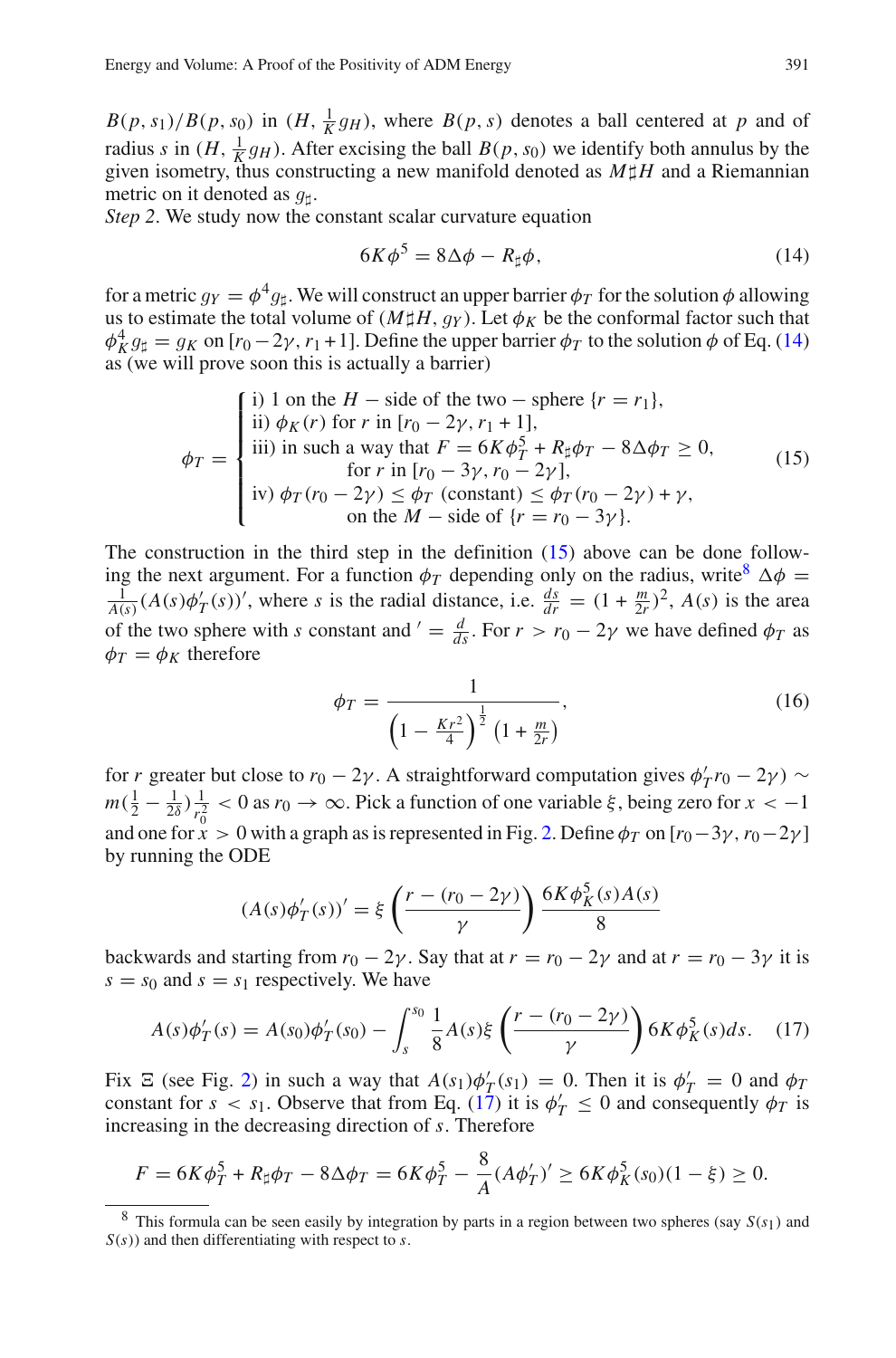$B(p, s_1)/B(p, s_0)$ in $(H, \frac{1}{K}g_H)$, where $B(p, s)$ denotes a ball centered at $p$ and of radius $s$ in $(H, \frac{1}{K}g_H)$. After excising the ball $B(p, s_0)$ we identify both annulus by the given isometry, thus constructing a new manifold denoted as $M\sharp H$ and a Riemannian metric on it denoted as $g_\sharp$.

*Step 2*. We study now the constant scalar curvature equation

$$6K\phi^5 = 8\Delta\phi - R_\sharp\phi, \tag{14}$$

for a metric $g_Y = \phi^4 g_\sharp$. We will construct an upper barrier $\phi_T$ for the solution $\phi$ allowing us to estimate the total volume of $(M\sharp H, g_Y)$. Let $\phi_K$ be the conformal factor such that $\phi_K^4 g_\sharp = g_K$ on $[r_0 - 2\gamma, r_1 + 1]$. Define the upper barrier $\phi_T$ to the solution $\phi$ of Eq. (14) as (we will prove soon this is actually a barrier)

$$\phi_T = \begin{cases} \text{i) } 1 \text{ on the } H-\text{side of the two}-\text{sphere } \{r = r_1\}, \\ \text{ii) } \phi_K(r) \text{ for } r \text{ in } [r_0 - 2\gamma, r_1 + 1], \\ \text{iii) in such a way that } F = 6K\phi_T^5 + R_\sharp\phi_T - 8\Delta\phi_T \geq 0, \\ \qquad \text{for } r \text{ in } [r_0 - 3\gamma, r_0 - 2\gamma], \\ \text{iv) } \phi_T(r_0 - 2\gamma) \leq \phi_T \text{ (constant)} \leq \phi_T(r_0 - 2\gamma) + \gamma, \\ \qquad \text{on the } M-\text{side of } \{r = r_0 - 3\gamma\}. \end{cases} \tag{15}$$

The construction in the third step in the definition (15) above can be done following the next argument. For a function $\phi_T$ depending only on the radius, write[8] $\Delta\phi = \frac{1}{A(s)}(A(s)\phi_T'(s))'$, where $s$ is the radial distance, i.e. $\frac{ds}{dr} = (1 + \frac{m}{2r})^2$, $A(s)$ is the area of the two sphere with $s$ constant and $' = \frac{d}{ds}$. For $r > r_0 - 2\gamma$ we have defined $\phi_T$ as $\phi_T = \phi_K$ therefore

$$\phi_T = \frac{1}{\left(1 - \frac{Kr^2}{4}\right)^{\frac{1}{2}}\left(1 + \frac{m}{2r}\right)}, \tag{16}$$

for $r$ greater but close to $r_0 - 2\gamma$. A straightforward computation gives $\phi_T' r_0 - 2\gamma) \sim m(\frac{1}{2} - \frac{1}{2\delta})\frac{1}{r_0^2} < 0$ as $r_0 \to \infty$. Pick a function of one variable $\xi$, being zero for $x < -1$ and one for $x > 0$ with a graph as is represented in Fig. 2. Define $\phi_T$ on $[r_0 - 3\gamma, r_0 - 2\gamma]$ by running the ODE

$$(A(s)\phi_T'(s))' = \xi\left(\frac{r - (r_0 - 2\gamma)}{\gamma}\right)\frac{6K\phi_K^5(s)A(s)}{8}$$

backwards and starting from $r_0 - 2\gamma$. Say that at $r = r_0 - 2\gamma$ and at $r = r_0 - 3\gamma$ it is $s = s_0$ and $s = s_1$ respectively. We have

$$A(s)\phi_T'(s) = A(s_0)\phi_T'(s_0) - \int_s^{s_0} \frac{1}{8}A(s)\xi\left(\frac{r - (r_0 - 2\gamma)}{\gamma}\right)6K\phi_K^5(s)ds. \tag{17}$$

Fix $\Xi$ (see Fig. 2) in such a way that $A(s_1)\phi_T'(s_1) = 0$. Then it is $\phi_T' = 0$ and $\phi_T$ constant for $s < s_1$. Observe that from Eq. (17) it is $\phi_T' \leq 0$ and consequently $\phi_T$ is increasing in the decreasing direction of $s$. Therefore

$$F = 6K\phi_T^5 + R_\sharp\phi_T - 8\Delta\phi_T = 6K\phi_T^5 - \frac{8}{A}(A\phi_T')' \geq 6K\phi_K^5(s_0)(1 - \xi) \geq 0.$$

[8] This formula can be seen easily by integration by parts in a region between two spheres (say $S(s_1)$ and $S(s)$) and then differentiating with respect to $s$.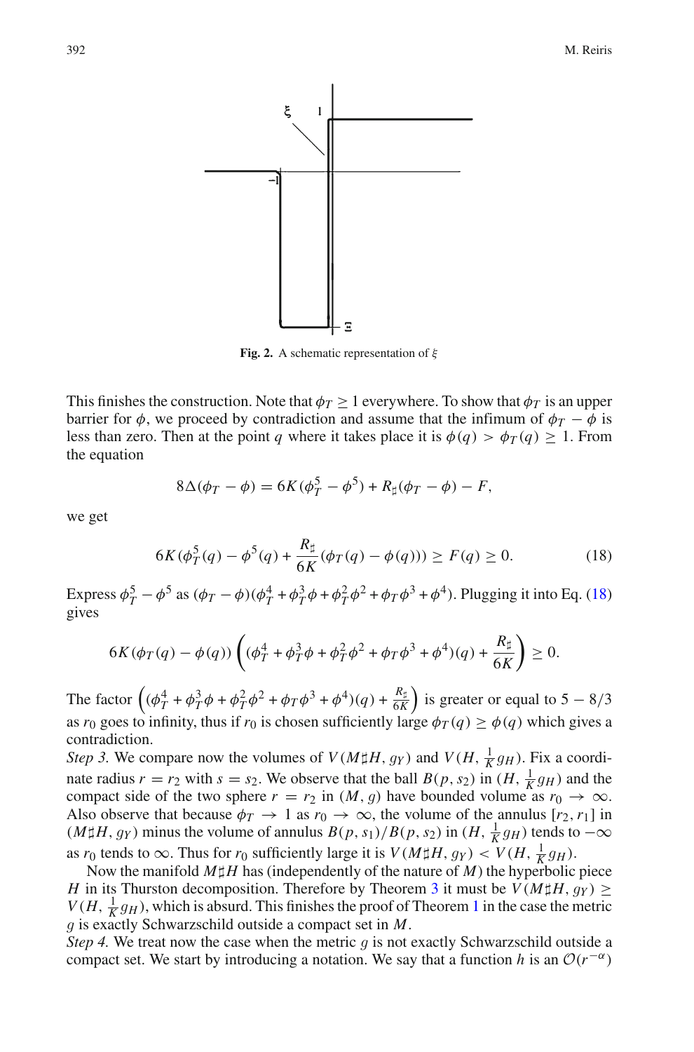**Fig. 2.** A schematic representation of $\xi$

This finishes the construction. Note that $\phi_T \geq 1$ everywhere. To show that $\phi_T$ is an upper barrier for $\phi$, we proceed by contradiction and assume that the infimum of $\phi_T - \phi$ is less than zero. Then at the point $q$ where it takes place it is $\phi(q) > \phi_T(q) \geq 1$. From the equation

$$8\Delta(\phi_T - \phi) = 6K(\phi_T^5 - \phi^5) + R_\sharp(\phi_T - \phi) - F,$$

we get

$$6K(\phi_T^5(q) - \phi^5(q) + \frac{R_\sharp}{6K}(\phi_T(q) - \phi(q))) \geq F(q) \geq 0. \tag{18}$$

Express $\phi_T^5 - \phi^5$ as $(\phi_T - \phi)(\phi_T^4 + \phi_T^3\phi + \phi_T^2\phi^2 + \phi_T\phi^3 + \phi^4)$. Plugging it into Eq. (18) gives

$$6K(\phi_T(q) - \phi(q))\left((\phi_T^4 + \phi_T^3\phi + \phi_T^2\phi^2 + \phi_T\phi^3 + \phi^4)(q) + \frac{R_\sharp}{6K}\right) \geq 0.$$

The factor $\left((\phi_T^4 + \phi_T^3\phi + \phi_T^2\phi^2 + \phi_T\phi^3 + \phi^4)(q) + \frac{R_\sharp}{6K}\right)$ is greater or equal to $5 - 8/3$ as $r_0$ goes to infinity, thus if $r_0$ is chosen sufficiently large $\phi_T(q) \geq \phi(q)$ which gives a contradiction.

*Step 3.* We compare now the volumes of $V(M\sharp H, g_Y)$ and $V(H, \frac{1}{K}g_H)$. Fix a coordinate radius $r = r_2$ with $s = s_2$. We observe that the ball $B(p, s_2)$ in $(H, \frac{1}{K}g_H)$ and the compact side of the two sphere $r = r_2$ in $(M, g)$ have bounded volume as $r_0 \to \infty$. Also observe that because $\phi_T \to 1$ as $r_0 \to \infty$, the volume of the annulus $[r_2, r_1]$ in $(M\sharp H, g_Y)$ minus the volume of annulus $B(p, s_1)/B(p, s_2)$ in $(H, \frac{1}{K}g_H)$ tends to $-\infty$ as $r_0$ tends to $\infty$. Thus for $r_0$ sufficiently large it is $V(M\sharp H, g_Y) < V(H, \frac{1}{K}g_H)$.

Now the manifold $M\sharp H$ has (independently of the nature of $M$) the hyperbolic piece $H$ in its Thurston decomposition. Therefore by Theorem 3 it must be $V(M\sharp H, g_Y) \geq V(H, \frac{1}{K}g_H)$, which is absurd. This finishes the proof of Theorem 1 in the case the metric $g$ is exactly Schwarzschild outside a compact set in $M$.

*Step 4.* We treat now the case when the metric $g$ is not exactly Schwarzschild outside a compact set. We start by introducing a notation. We say that a function $h$ is an $\mathcal{O}(r^{-\alpha})$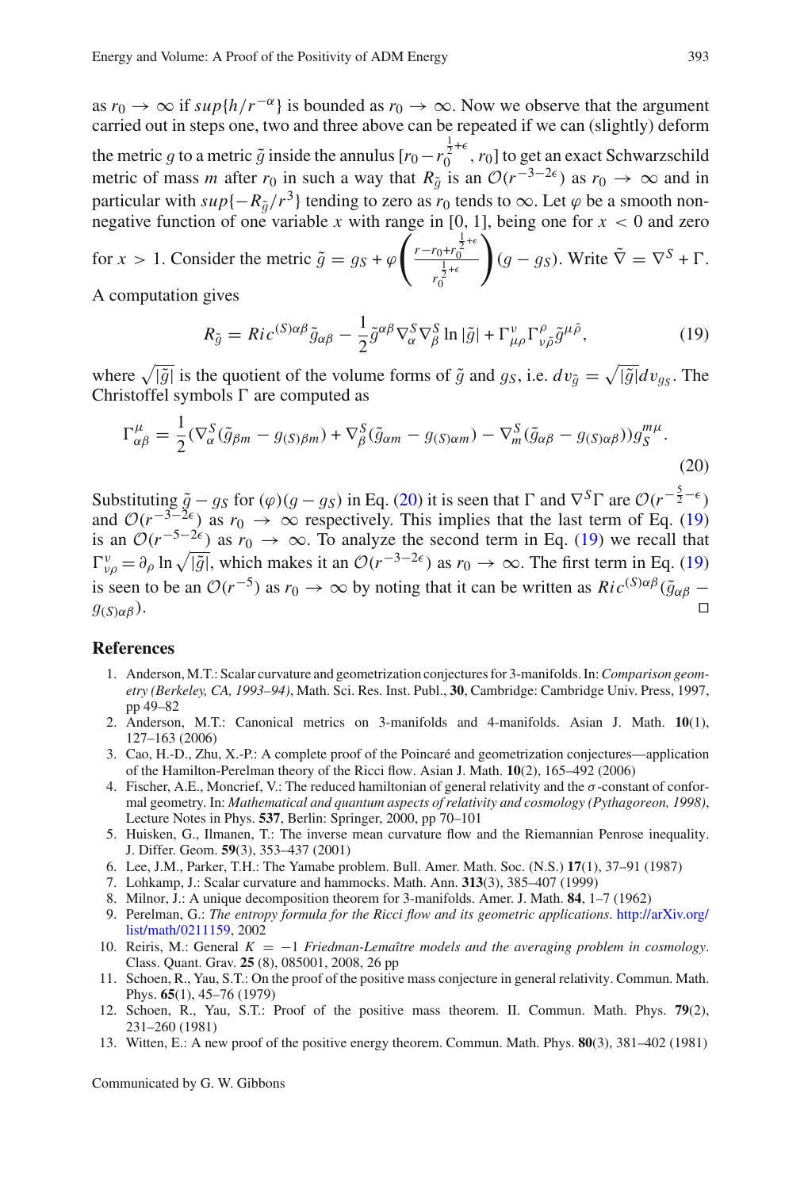as $r_0 \to \infty$ if $sup\{h/r^{-\alpha}\}$ is bounded as $r_0 \to \infty$. Now we observe that the argument carried out in steps one, two and three above can be repeated if we can (slightly) deform the metric $g$ to a metric $\tilde{g}$ inside the annulus $[r_0 - r_0^{\frac{1}{2}+\epsilon}, r_0]$ to get an exact Schwarzschild metric of mass $m$ after $r_0$ in such a way that $R_{\tilde{g}}$ is an $\mathcal{O}(r^{-3-2\epsilon})$ as $r_0 \to \infty$ and in particular with $sup\{-R_{\tilde{g}}/r^3\}$ tending to zero as $r_0$ tends to $\infty$. Let $\varphi$ be a smooth non-negative function of one variable $x$ with range in $[0, 1]$, being one for $x < 0$ and zero for $x > 1$. Consider the metric $\tilde{g} = g_S + \varphi\left(\frac{r - r_0 + r_0^{\frac{1}{2}+\epsilon}}{r_0^{\frac{1}{2}+\epsilon}}\right)(g - g_S)$. Write $\tilde{\nabla} = \nabla^S + \Gamma$. A computation gives

$$R_{\tilde{g}} = Ric^{(S)\alpha\beta}\tilde{g}_{\alpha\beta} - \frac{1}{2}\tilde{g}^{\alpha\beta}\nabla^S_\alpha\nabla^S_\beta \ln|\tilde{g}| + \Gamma^\nu_{\mu\rho}\Gamma^\rho_{\nu\bar{\rho}}\tilde{g}^{\mu\bar{\rho}}, \tag{19}$$

where $\sqrt{|\tilde{g}|}$ is the quotient of the volume forms of $\tilde{g}$ and $g_S$, i.e. $dv_{\tilde{g}} = \sqrt{|\tilde{g}|}dv_{g_S}$. The Christoffel symbols $\Gamma$ are computed as

$$\Gamma^\mu_{\alpha\beta} = \frac{1}{2}(\nabla^S_\alpha(\tilde{g}_{\beta m} - g_{(S)\beta m}) + \nabla^S_\beta(\tilde{g}_{\alpha m} - g_{(S)\alpha m}) - \nabla^S_m(\tilde{g}_{\alpha\beta} - g_{(S)\alpha\beta}))g_S^{m\mu}. \tag{20}$$

Substituting $\tilde{g} - g_S$ for $(\varphi)(g - g_S)$ in Eq. (20) it is seen that $\Gamma$ and $\nabla^S\Gamma$ are $\mathcal{O}(r^{-\frac{5}{2}-\epsilon})$ and $\mathcal{O}(r^{-3-2\epsilon})$ as $r_0 \to \infty$ respectively. This implies that the last term of Eq. (19) is an $\mathcal{O}(r^{-5-2\epsilon})$ as $r_0 \to \infty$. To analyze the second term in Eq. (19) we recall that $\Gamma^\nu_{\nu\rho} = \partial_\rho \ln\sqrt{|\tilde{g}|}$, which makes it an $\mathcal{O}(r^{-3-2\epsilon})$ as $r_0 \to \infty$. The first term in Eq. (19) is seen to be an $\mathcal{O}(r^{-5})$ as $r_0 \to \infty$ by noting that it can be written as $Ric^{(S)\alpha\beta}(\tilde{g}_{\alpha\beta} - g_{(S)\alpha\beta})$. □

## References

1. Anderson, M.T.: Scalar curvature and geometrization conjectures for 3-manifolds. In: *Comparison geometry (Berkeley, CA, 1993–94)*, Math. Sci. Res. Inst. Publ., **30**, Cambridge: Cambridge Univ. Press, 1997, pp 49–82
2. Anderson, M.T.: Canonical metrics on 3-manifolds and 4-manifolds. Asian J. Math. **10**(1), 127–163 (2006)
3. Cao, H.-D., Zhu, X.-P.: A complete proof of the Poincaré and geometrization conjectures—application of the Hamilton-Perelman theory of the Ricci flow. Asian J. Math. **10**(2), 165–492 (2006)
4. Fischer, A.E., Moncrief, V.: The reduced hamiltonian of general relativity and the $\sigma$-constant of conformal geometry. In: *Mathematical and quantum aspects of relativity and cosmology (Pythagoreon, 1998)*, Lecture Notes in Phys. **537**, Berlin: Springer, 2000, pp 70–101
5. Huisken, G., Ilmanen, T.: The inverse mean curvature flow and the Riemannian Penrose inequality. J. Differ. Geom. **59**(3), 353–437 (2001)
6. Lee, J.M., Parker, T.H.: The Yamabe problem. Bull. Amer. Math. Soc. (N.S.) **17**(1), 37–91 (1987)
7. Lohkamp, J.: Scalar curvature and hammocks. Math. Ann. **313**(3), 385–407 (1999)
8. Milnor, J.: A unique decomposition theorem for 3-manifolds. Amer. J. Math. **84**, 1–7 (1962)
9. Perelman, G.: *The entropy formula for the Ricci flow and its geometric applications*. http://arXiv.org/list/math/0211159, 2002
10. Reiris, M.: General $K = -1$ *Friedman-Lemaître models and the averaging problem in cosmology*. Class. Quant. Grav. **25** (8), 085001, 2008, 26 pp
11. Schoen, R., Yau, S.T.: On the proof of the positive mass conjecture in general relativity. Commun. Math. Phys. **65**(1), 45–76 (1979)
12. Schoen, R., Yau, S.T.: Proof of the positive mass theorem. II. Commun. Math. Phys. **79**(2), 231–260 (1981)
13. Witten, E.: A new proof of the positive energy theorem. Commun. Math. Phys. **80**(3), 381–402 (1981)

Communicated by G. W. Gibbons